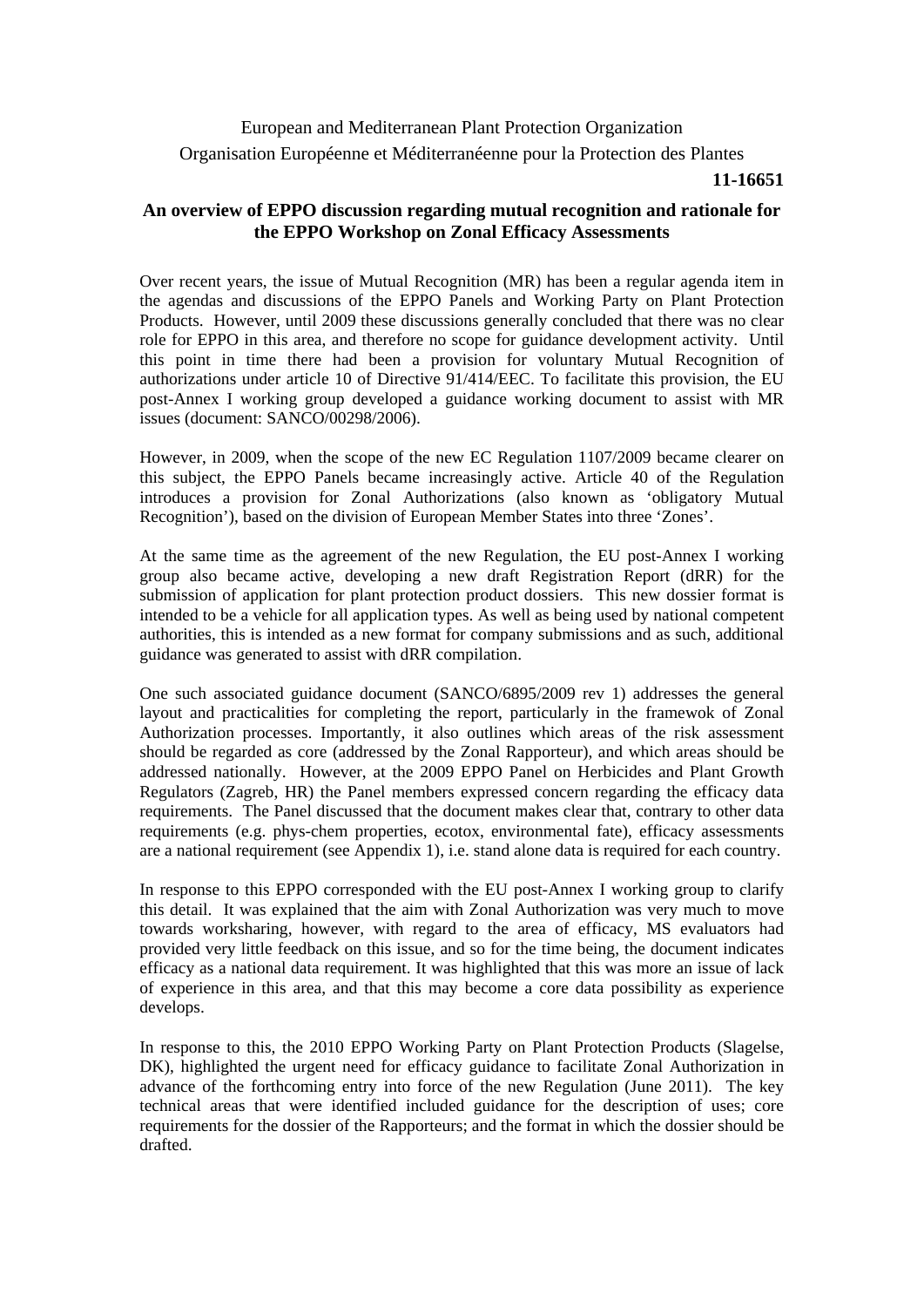European and Mediterranean Plant Protection Organization

Organisation Européenne et Méditerranéenne pour la Protection des Plantes

**11-16651**

## An overview of EPPO discussion regarding mutual recognition and rationale for the EPPO Workshop on Zonal Efficacy Assessments

Over recent years, the issue of Mutual Recognition (MR) has been a regular agenda item in the agendas and discussions of the EPPO Panels and Working Party on Plant Protection Products. However, until 2009 these discussions generally concluded that there was no clear role for EPPO in this area, and therefore no scope for guidance development activity. Until this point in time there had been a provision for voluntary Mutual Recognition of authorizations under article 10 of Directive 91/414/EEC. To facilitate this provision, the EU post-Annex I working group developed a guidance working document to assist with MR issues (document: SANCO/00298/2006).

However, in 2009, when the scope of the new EC Regulation 1107/2009 became clearer on this subject, the EPPO Panels became increasingly active. Article 40 of the Regulation introduces a provision for Zonal Authorizations (also known as 'obligatory Mutual Recognition'), based on the division of European Member States into three 'Zones'.

At the same time as the agreement of the new Regulation, the EU post-Annex I working group also became active, developing a new draft Registration Report (dRR) for the submission of application for plant protection product dossiers. This new dossier format is intended to be a vehicle for all application types. As well as being used by national competent authorities, this is intended as a new format for company submissions and as such, additional guidance was generated to assist with dRR compilation.

One such associated guidance document (SANCO/6895/2009 rev 1) addresses the general layout and practicalities for completing the report, particularly in the framewok of Zonal Authorization processes. Importantly, it also outlines which areas of the risk assessment should be regarded as core (addressed by the Zonal Rapporteur), and which areas should be addressed nationally. However, at the 2009 EPPO Panel on Herbicides and Plant Growth Regulators (Zagreb, HR) the Panel members expressed concern regarding the efficacy data requirements. The Panel discussed that the document makes clear that, contrary to other data requirements (e.g. phys-chem properties, ecotox, environmental fate), efficacy assessments are a national requirement (see Appendix 1), i.e. stand alone data is required for each country.

In response to this EPPO corresponded with the EU post-Annex I working group to clarify this detail. It was explained that the aim with Zonal Authorization was very much to move towards worksharing, however, with regard to the area of efficacy, MS evaluators had provided very little feedback on this issue, and so for the time being, the document indicates efficacy as a national data requirement. It was highlighted that this was more an issue of lack of experience in this area, and that this may become a core data possibility as experience develops.

In response to this, the 2010 EPPO Working Party on Plant Protection Products (Slagelse, DK), highlighted the urgent need for efficacy guidance to facilitate Zonal Authorization in advance of the forthcoming entry into force of the new Regulation (June 2011). The key technical areas that were identified included guidance for the description of uses; core requirements for the dossier of the Rapporteurs; and the format in which the dossier should be drafted.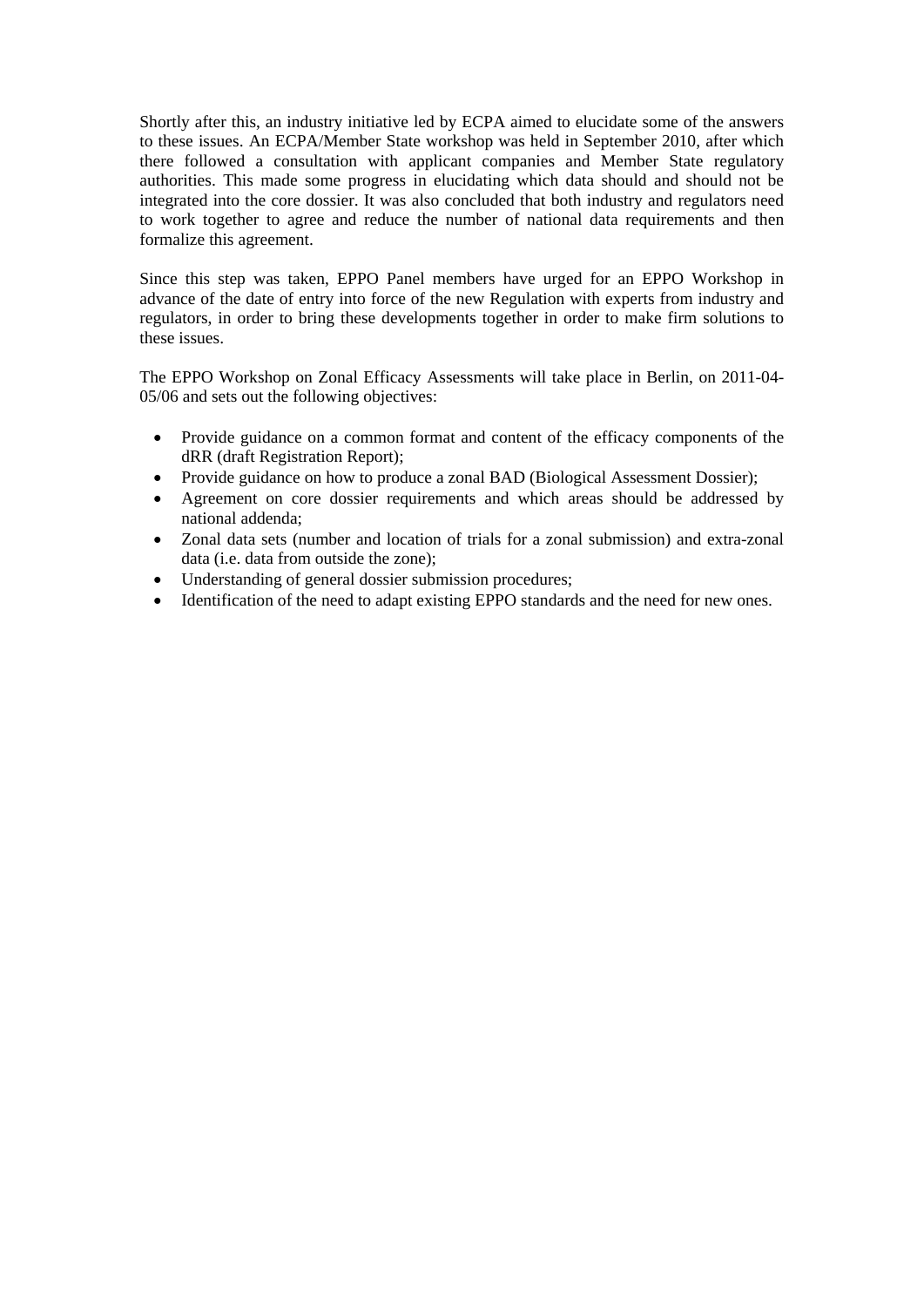Shortly after this, an industry initiative led by ECPA aimed to elucidate some of the answers to these issues. An ECPA/Member State workshop was held in September 2010, after which there followed a consultation with applicant companies and Member State regulatory authorities. This made some progress in elucidating which data should and should not be integrated into the core dossier. It was also concluded that both industry and regulators need to work together to agree and reduce the number of national data requirements and then formalize this agreement.

Since this step was taken, EPPO Panel members have urged for an EPPO Workshop in advance of the date of entry into force of the new Regulation with experts from industry and regulators, in order to bring these developments together in order to make firm solutions to these issues.

The EPPO Workshop on Zonal Efficacy Assessments will take place in Berlin, on 2011-04-05/06 and sets out the following objectives:

- Provide guidance on a common format and content of the efficacy components of the dRR (draft Registration Report);
- Provide guidance on how to produce a zonal BAD (Biological Assessment Dossier);
- Agreement on core dossier requirements and which areas should be addressed by national addenda;
- Zonal data sets (number and location of trials for a zonal submission) and extra-zonal data (i.e. data from outside the zone);
- Understanding of general dossier submission procedures;
- Identification of the need to adapt existing EPPO standards and the need for new ones.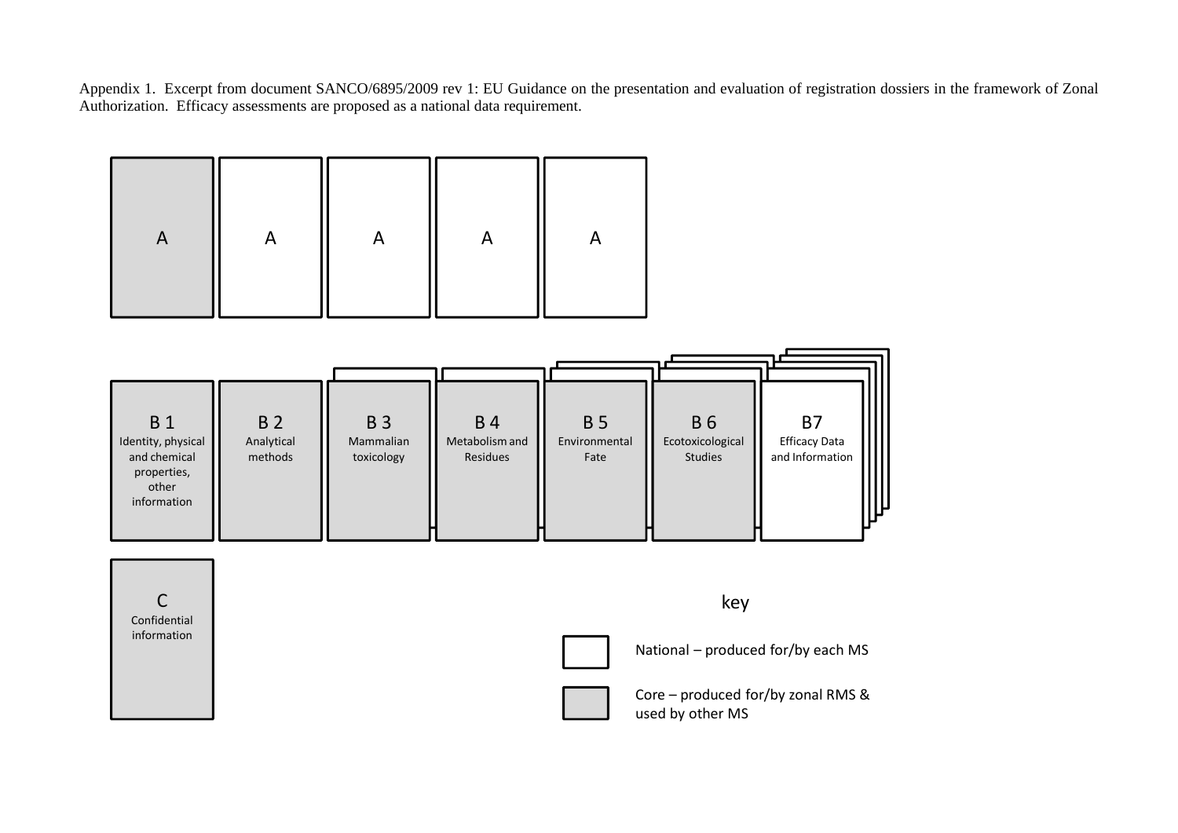Appendix 1. Excerpt from document SANCO/6895/2009 rev 1: EU Guidance on the presentation and evaluation of registration dossiers in the framework of Zonal Authorization. Efficacy assessments are proposed as a national data requirement.

A

A

A

A

A

B 1
Identity, physical and chemical properties, other information

B 2
Analytical methods

B 3
Mammalian toxicology

B 4
Metabolism and Residues

B 5
Environmental Fate

B 6
Ecotoxicological Studies

B7
Efficacy Data and Information

C
Confidential information

key

National – produced for/by each MS

Core – produced for/by zonal RMS & used by other MS